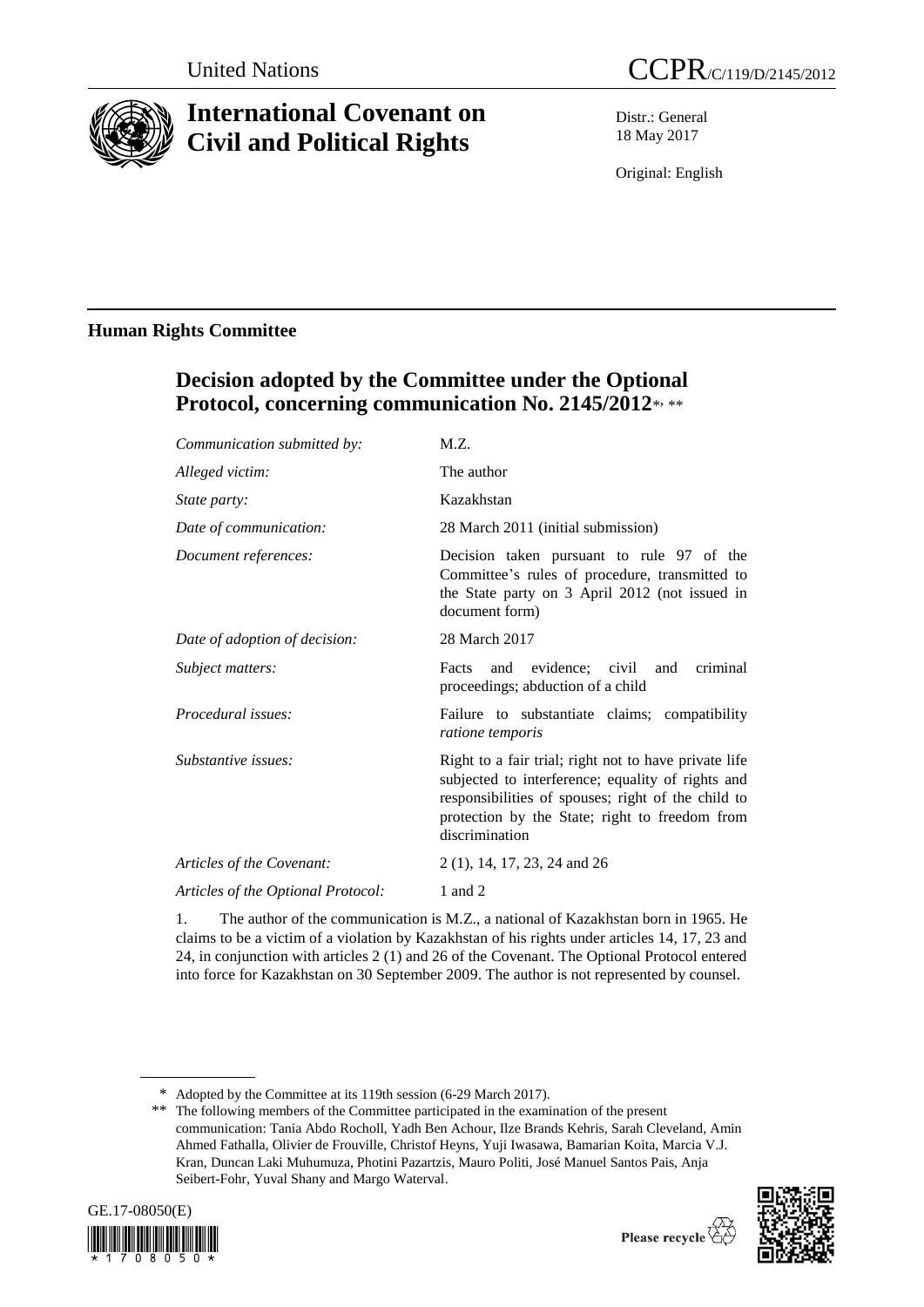United Nations CCPR/C/119/D/2145/2012

# International Covenant on Civil and Political Rights

Distr.: General
18 May 2017

Original: English

## Human Rights Committee

## Decision adopted by the Committee under the Optional Protocol, concerning communication No. 2145/2012[*, **]

| | |
|---|---|
| *Communication submitted by:* | M.Z. |
| *Alleged victim:* | The author |
| *State party:* | Kazakhstan |
| *Date of communication:* | 28 March 2011 (initial submission) |
| *Document references:* | Decision taken pursuant to rule 97 of the Committee's rules of procedure, transmitted to the State party on 3 April 2012 (not issued in document form) |
| *Date of adoption of decision:* | 28 March 2017 |
| *Subject matters:* | Facts and evidence; civil and criminal proceedings; abduction of a child |
| *Procedural issues:* | Failure to substantiate claims; compatibility *ratione temporis* |
| *Substantive issues:* | Right to a fair trial; right not to have private life subjected to interference; equality of rights and responsibilities of spouses; right of the child to protection by the State; right to freedom from discrimination |
| *Articles of the Covenant:* | 2 (1), 14, 17, 23, 24 and 26 |
| *Articles of the Optional Protocol:* | 1 and 2 |

1. The author of the communication is M.Z., a national of Kazakhstan born in 1965. He claims to be a victim of a violation by Kazakhstan of his rights under articles 14, 17, 23 and 24, in conjunction with articles 2 (1) and 26 of the Covenant. The Optional Protocol entered into force for Kazakhstan on 30 September 2009. The author is not represented by counsel.

---

\* Adopted by the Committee at its 119th session (6-29 March 2017).

\*\* The following members of the Committee participated in the examination of the present communication: Tania Abdo Rocholl, Yadh Ben Achour, Ilze Brands Kehris, Sarah Cleveland, Amin Ahmed Fathalla, Olivier de Frouville, Christof Heyns, Yuji Iwasawa, Bamarian Koita, Marcia V.J. Kran, Duncan Laki Muhumuza, Photini Pazartzis, Mauro Politi, José Manuel Santos Pais, Anja Seibert-Fohr, Yuval Shany and Margo Waterval.

GE.17-08050(E)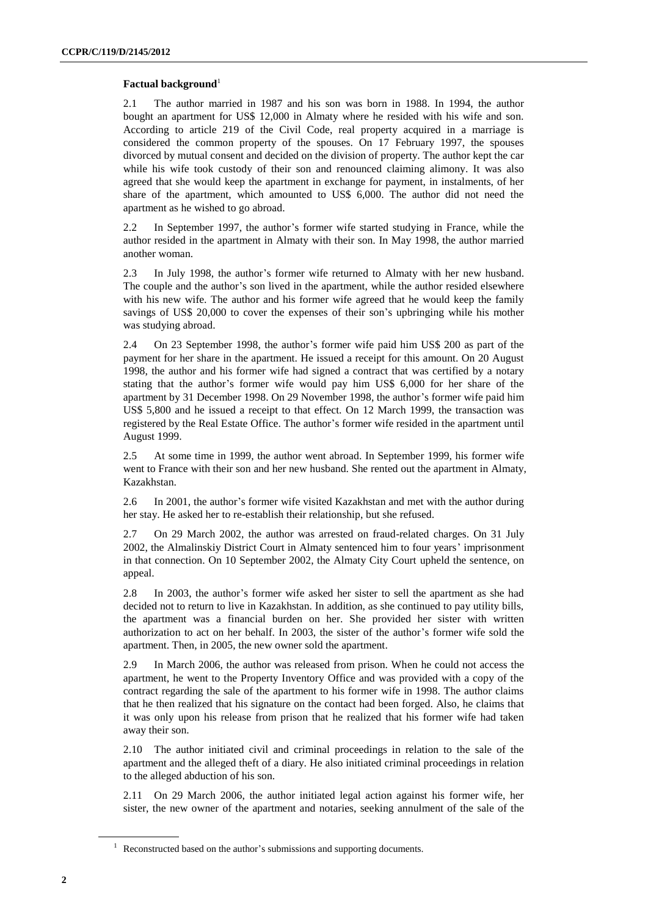### Factual background[1]

2.1 The author married in 1987 and his son was born in 1988. In 1994, the author bought an apartment for US$ 12,000 in Almaty where he resided with his wife and son. According to article 219 of the Civil Code, real property acquired in a marriage is considered the common property of the spouses. On 17 February 1997, the spouses divorced by mutual consent and decided on the division of property. The author kept the car while his wife took custody of their son and renounced claiming alimony. It was also agreed that she would keep the apartment in exchange for payment, in instalments, of her share of the apartment, which amounted to US$ 6,000. The author did not need the apartment as he wished to go abroad.

2.2 In September 1997, the author's former wife started studying in France, while the author resided in the apartment in Almaty with their son. In May 1998, the author married another woman.

2.3 In July 1998, the author's former wife returned to Almaty with her new husband. The couple and the author's son lived in the apartment, while the author resided elsewhere with his new wife. The author and his former wife agreed that he would keep the family savings of US$ 20,000 to cover the expenses of their son's upbringing while his mother was studying abroad.

2.4 On 23 September 1998, the author's former wife paid him US$ 200 as part of the payment for her share in the apartment. He issued a receipt for this amount. On 20 August 1998, the author and his former wife had signed a contract that was certified by a notary stating that the author's former wife would pay him US$ 6,000 for her share of the apartment by 31 December 1998. On 29 November 1998, the author's former wife paid him US$ 5,800 and he issued a receipt to that effect. On 12 March 1999, the transaction was registered by the Real Estate Office. The author's former wife resided in the apartment until August 1999.

2.5 At some time in 1999, the author went abroad. In September 1999, his former wife went to France with their son and her new husband. She rented out the apartment in Almaty, Kazakhstan.

2.6 In 2001, the author's former wife visited Kazakhstan and met with the author during her stay. He asked her to re-establish their relationship, but she refused.

2.7 On 29 March 2002, the author was arrested on fraud-related charges. On 31 July 2002, the Almalinskiy District Court in Almaty sentenced him to four years' imprisonment in that connection. On 10 September 2002, the Almaty City Court upheld the sentence, on appeal.

2.8 In 2003, the author's former wife asked her sister to sell the apartment as she had decided not to return to live in Kazakhstan. In addition, as she continued to pay utility bills, the apartment was a financial burden on her. She provided her sister with written authorization to act on her behalf. In 2003, the sister of the author's former wife sold the apartment. Then, in 2005, the new owner sold the apartment.

2.9 In March 2006, the author was released from prison. When he could not access the apartment, he went to the Property Inventory Office and was provided with a copy of the contract regarding the sale of the apartment to his former wife in 1998. The author claims that he then realized that his signature on the contact had been forged. Also, he claims that it was only upon his release from prison that he realized that his former wife had taken away their son.

2.10 The author initiated civil and criminal proceedings in relation to the sale of the apartment and the alleged theft of a diary. He also initiated criminal proceedings in relation to the alleged abduction of his son.

2.11 On 29 March 2006, the author initiated legal action against his former wife, her sister, the new owner of the apartment and notaries, seeking annulment of the sale of the

[1] Reconstructed based on the author's submissions and supporting documents.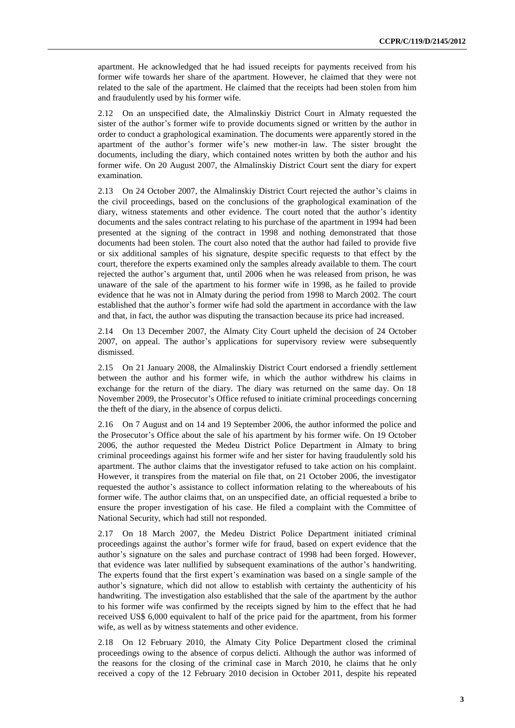apartment. He acknowledged that he had issued receipts for payments received from his former wife towards her share of the apartment. However, he claimed that they were not related to the sale of the apartment. He claimed that the receipts had been stolen from him and fraudulently used by his former wife.

2.12 On an unspecified date, the Almalinskiy District Court in Almaty requested the sister of the author's former wife to provide documents signed or written by the author in order to conduct a graphological examination. The documents were apparently stored in the apartment of the author's former wife's new mother-in law. The sister brought the documents, including the diary, which contained notes written by both the author and his former wife. On 20 August 2007, the Almalinskiy District Court sent the diary for expert examination.

2.13 On 24 October 2007, the Almalinskiy District Court rejected the author's claims in the civil proceedings, based on the conclusions of the graphological examination of the diary, witness statements and other evidence. The court noted that the author's identity documents and the sales contract relating to his purchase of the apartment in 1994 had been presented at the signing of the contract in 1998 and nothing demonstrated that those documents had been stolen. The court also noted that the author had failed to provide five or six additional samples of his signature, despite specific requests to that effect by the court, therefore the experts examined only the samples already available to them. The court rejected the author's argument that, until 2006 when he was released from prison, he was unaware of the sale of the apartment to his former wife in 1998, as he failed to provide evidence that he was not in Almaty during the period from 1998 to March 2002. The court established that the author's former wife had sold the apartment in accordance with the law and that, in fact, the author was disputing the transaction because its price had increased.

2.14 On 13 December 2007, the Almaty City Court upheld the decision of 24 October 2007, on appeal. The author's applications for supervisory review were subsequently dismissed.

2.15 On 21 January 2008, the Almalinskiy District Court endorsed a friendly settlement between the author and his former wife, in which the author withdrew his claims in exchange for the return of the diary. The diary was returned on the same day. On 18 November 2009, the Prosecutor's Office refused to initiate criminal proceedings concerning the theft of the diary, in the absence of corpus delicti.

2.16 On 7 August and on 14 and 19 September 2006, the author informed the police and the Prosecutor's Office about the sale of his apartment by his former wife. On 19 October 2006, the author requested the Medeu District Police Department in Almaty to bring criminal proceedings against his former wife and her sister for having fraudulently sold his apartment. The author claims that the investigator refused to take action on his complaint. However, it transpires from the material on file that, on 21 October 2006, the investigator requested the author's assistance to collect information relating to the whereabouts of his former wife. The author claims that, on an unspecified date, an official requested a bribe to ensure the proper investigation of his case. He filed a complaint with the Committee of National Security, which had still not responded.

2.17 On 18 March 2007, the Medeu District Police Department initiated criminal proceedings against the author's former wife for fraud, based on expert evidence that the author's signature on the sales and purchase contract of 1998 had been forged. However, that evidence was later nullified by subsequent examinations of the author's handwriting. The experts found that the first expert's examination was based on a single sample of the author's signature, which did not allow to establish with certainty the authenticity of his handwriting. The investigation also established that the sale of the apartment by the author to his former wife was confirmed by the receipts signed by him to the effect that he had received US$ 6,000 equivalent to half of the price paid for the apartment, from his former wife, as well as by witness statements and other evidence.

2.18 On 12 February 2010, the Almaty City Police Department closed the criminal proceedings owing to the absence of corpus delicti. Although the author was informed of the reasons for the closing of the criminal case in March 2010, he claims that he only received a copy of the 12 February 2010 decision in October 2011, despite his repeated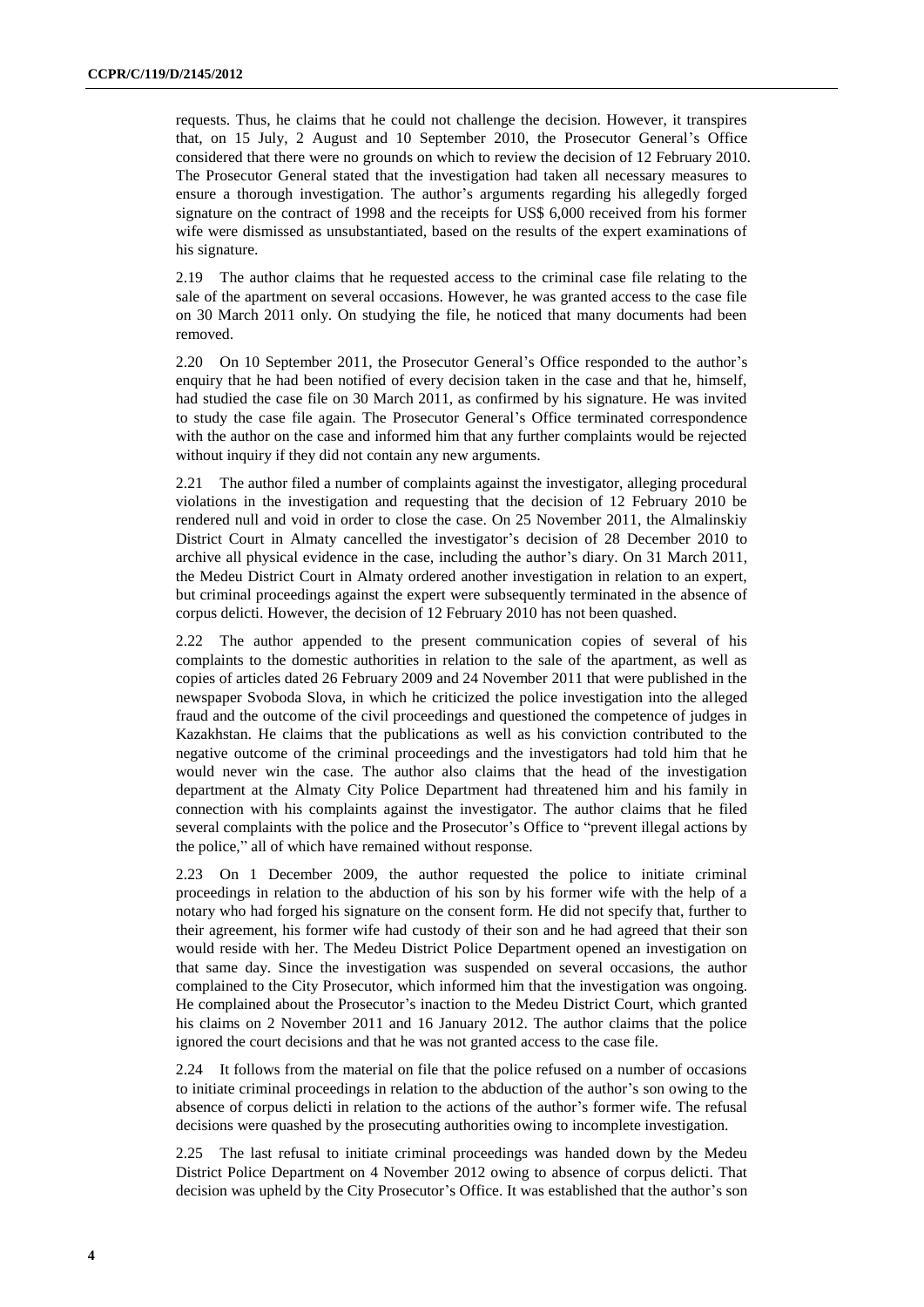requests. Thus, he claims that he could not challenge the decision. However, it transpires that, on 15 July, 2 August and 10 September 2010, the Prosecutor General's Office considered that there were no grounds on which to review the decision of 12 February 2010. The Prosecutor General stated that the investigation had taken all necessary measures to ensure a thorough investigation. The author's arguments regarding his allegedly forged signature on the contract of 1998 and the receipts for US$ 6,000 received from his former wife were dismissed as unsubstantiated, based on the results of the expert examinations of his signature.

2.19 The author claims that he requested access to the criminal case file relating to the sale of the apartment on several occasions. However, he was granted access to the case file on 30 March 2011 only. On studying the file, he noticed that many documents had been removed.

2.20 On 10 September 2011, the Prosecutor General's Office responded to the author's enquiry that he had been notified of every decision taken in the case and that he, himself, had studied the case file on 30 March 2011, as confirmed by his signature. He was invited to study the case file again. The Prosecutor General's Office terminated correspondence with the author on the case and informed him that any further complaints would be rejected without inquiry if they did not contain any new arguments.

2.21 The author filed a number of complaints against the investigator, alleging procedural violations in the investigation and requesting that the decision of 12 February 2010 be rendered null and void in order to close the case. On 25 November 2011, the Almalinskiy District Court in Almaty cancelled the investigator's decision of 28 December 2010 to archive all physical evidence in the case, including the author's diary. On 31 March 2011, the Medeu District Court in Almaty ordered another investigation in relation to an expert, but criminal proceedings against the expert were subsequently terminated in the absence of corpus delicti. However, the decision of 12 February 2010 has not been quashed.

2.22 The author appended to the present communication copies of several of his complaints to the domestic authorities in relation to the sale of the apartment, as well as copies of articles dated 26 February 2009 and 24 November 2011 that were published in the newspaper Svoboda Slova, in which he criticized the police investigation into the alleged fraud and the outcome of the civil proceedings and questioned the competence of judges in Kazakhstan. He claims that the publications as well as his conviction contributed to the negative outcome of the criminal proceedings and the investigators had told him that he would never win the case. The author also claims that the head of the investigation department at the Almaty City Police Department had threatened him and his family in connection with his complaints against the investigator. The author claims that he filed several complaints with the police and the Prosecutor's Office to "prevent illegal actions by the police," all of which have remained without response.

2.23 On 1 December 2009, the author requested the police to initiate criminal proceedings in relation to the abduction of his son by his former wife with the help of a notary who had forged his signature on the consent form. He did not specify that, further to their agreement, his former wife had custody of their son and he had agreed that their son would reside with her. The Medeu District Police Department opened an investigation on that same day. Since the investigation was suspended on several occasions, the author complained to the City Prosecutor, which informed him that the investigation was ongoing. He complained about the Prosecutor's inaction to the Medeu District Court, which granted his claims on 2 November 2011 and 16 January 2012. The author claims that the police ignored the court decisions and that he was not granted access to the case file.

2.24 It follows from the material on file that the police refused on a number of occasions to initiate criminal proceedings in relation to the abduction of the author's son owing to the absence of corpus delicti in relation to the actions of the author's former wife. The refusal decisions were quashed by the prosecuting authorities owing to incomplete investigation.

2.25 The last refusal to initiate criminal proceedings was handed down by the Medeu District Police Department on 4 November 2012 owing to absence of corpus delicti. That decision was upheld by the City Prosecutor's Office. It was established that the author's son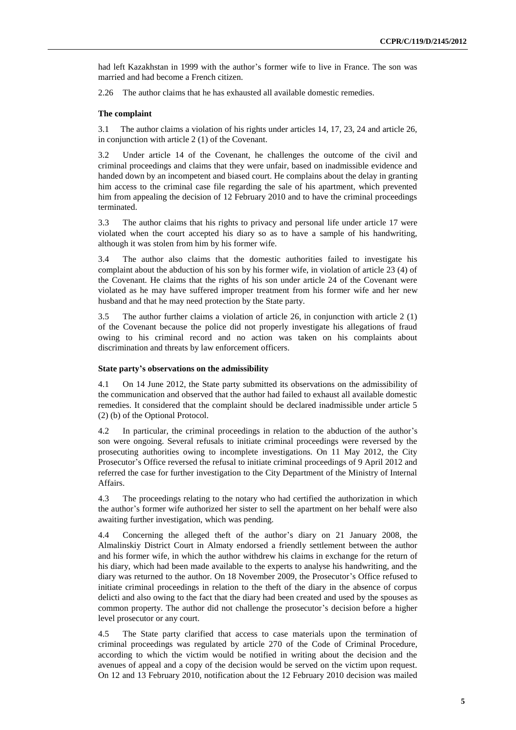had left Kazakhstan in 1999 with the author's former wife to live in France. The son was married and had become a French citizen.

2.26 The author claims that he has exhausted all available domestic remedies.

### The complaint

3.1 The author claims a violation of his rights under articles 14, 17, 23, 24 and article 26, in conjunction with article 2 (1) of the Covenant.

3.2 Under article 14 of the Covenant, he challenges the outcome of the civil and criminal proceedings and claims that they were unfair, based on inadmissible evidence and handed down by an incompetent and biased court. He complains about the delay in granting him access to the criminal case file regarding the sale of his apartment, which prevented him from appealing the decision of 12 February 2010 and to have the criminal proceedings terminated.

3.3 The author claims that his rights to privacy and personal life under article 17 were violated when the court accepted his diary so as to have a sample of his handwriting, although it was stolen from him by his former wife.

3.4 The author also claims that the domestic authorities failed to investigate his complaint about the abduction of his son by his former wife, in violation of article 23 (4) of the Covenant. He claims that the rights of his son under article 24 of the Covenant were violated as he may have suffered improper treatment from his former wife and her new husband and that he may need protection by the State party.

3.5 The author further claims a violation of article 26, in conjunction with article 2 (1) of the Covenant because the police did not properly investigate his allegations of fraud owing to his criminal record and no action was taken on his complaints about discrimination and threats by law enforcement officers.

### State party's observations on the admissibility

4.1 On 14 June 2012, the State party submitted its observations on the admissibility of the communication and observed that the author had failed to exhaust all available domestic remedies. It considered that the complaint should be declared inadmissible under article 5 (2) (b) of the Optional Protocol.

4.2 In particular, the criminal proceedings in relation to the abduction of the author's son were ongoing. Several refusals to initiate criminal proceedings were reversed by the prosecuting authorities owing to incomplete investigations. On 11 May 2012, the City Prosecutor's Office reversed the refusal to initiate criminal proceedings of 9 April 2012 and referred the case for further investigation to the City Department of the Ministry of Internal Affairs.

4.3 The proceedings relating to the notary who had certified the authorization in which the author's former wife authorized her sister to sell the apartment on her behalf were also awaiting further investigation, which was pending.

4.4 Concerning the alleged theft of the author's diary on 21 January 2008, the Almalinskiy District Court in Almaty endorsed a friendly settlement between the author and his former wife, in which the author withdrew his claims in exchange for the return of his diary, which had been made available to the experts to analyse his handwriting, and the diary was returned to the author. On 18 November 2009, the Prosecutor's Office refused to initiate criminal proceedings in relation to the theft of the diary in the absence of corpus delicti and also owing to the fact that the diary had been created and used by the spouses as common property. The author did not challenge the prosecutor's decision before a higher level prosecutor or any court.

4.5 The State party clarified that access to case materials upon the termination of criminal proceedings was regulated by article 270 of the Code of Criminal Procedure, according to which the victim would be notified in writing about the decision and the avenues of appeal and a copy of the decision would be served on the victim upon request. On 12 and 13 February 2010, notification about the 12 February 2010 decision was mailed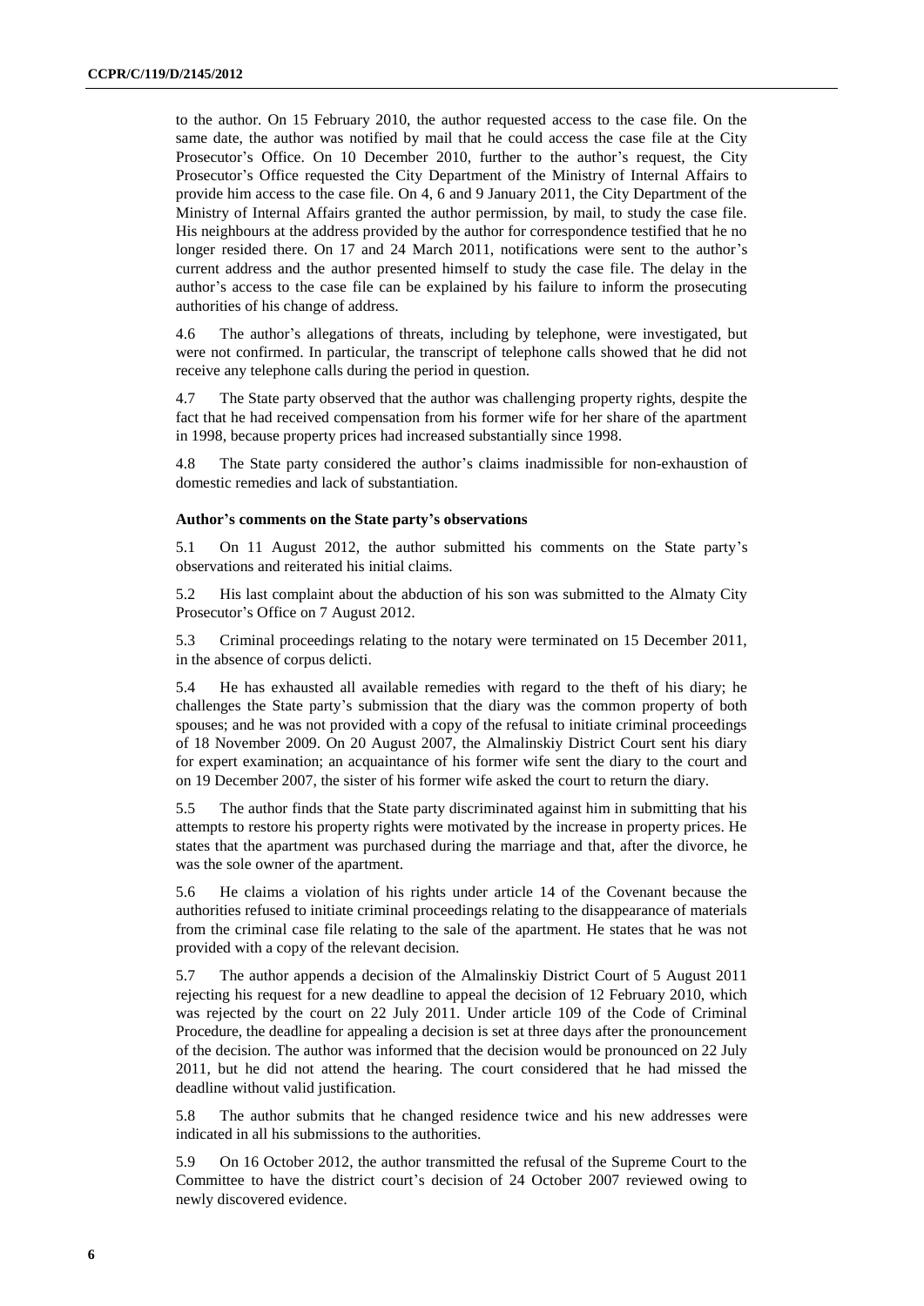to the author. On 15 February 2010, the author requested access to the case file. On the same date, the author was notified by mail that he could access the case file at the City Prosecutor's Office. On 10 December 2010, further to the author's request, the City Prosecutor's Office requested the City Department of the Ministry of Internal Affairs to provide him access to the case file. On 4, 6 and 9 January 2011, the City Department of the Ministry of Internal Affairs granted the author permission, by mail, to study the case file. His neighbours at the address provided by the author for correspondence testified that he no longer resided there. On 17 and 24 March 2011, notifications were sent to the author's current address and the author presented himself to study the case file. The delay in the author's access to the case file can be explained by his failure to inform the prosecuting authorities of his change of address.

4.6 The author's allegations of threats, including by telephone, were investigated, but were not confirmed. In particular, the transcript of telephone calls showed that he did not receive any telephone calls during the period in question.

4.7 The State party observed that the author was challenging property rights, despite the fact that he had received compensation from his former wife for her share of the apartment in 1998, because property prices had increased substantially since 1998.

4.8 The State party considered the author's claims inadmissible for non-exhaustion of domestic remedies and lack of substantiation.

### Author's comments on the State party's observations

5.1 On 11 August 2012, the author submitted his comments on the State party's observations and reiterated his initial claims.

5.2 His last complaint about the abduction of his son was submitted to the Almaty City Prosecutor's Office on 7 August 2012.

5.3 Criminal proceedings relating to the notary were terminated on 15 December 2011, in the absence of corpus delicti.

5.4 He has exhausted all available remedies with regard to the theft of his diary; he challenges the State party's submission that the diary was the common property of both spouses; and he was not provided with a copy of the refusal to initiate criminal proceedings of 18 November 2009. On 20 August 2007, the Almalinskiy District Court sent his diary for expert examination; an acquaintance of his former wife sent the diary to the court and on 19 December 2007, the sister of his former wife asked the court to return the diary.

5.5 The author finds that the State party discriminated against him in submitting that his attempts to restore his property rights were motivated by the increase in property prices. He states that the apartment was purchased during the marriage and that, after the divorce, he was the sole owner of the apartment.

5.6 He claims a violation of his rights under article 14 of the Covenant because the authorities refused to initiate criminal proceedings relating to the disappearance of materials from the criminal case file relating to the sale of the apartment. He states that he was not provided with a copy of the relevant decision.

5.7 The author appends a decision of the Almalinskiy District Court of 5 August 2011 rejecting his request for a new deadline to appeal the decision of 12 February 2010, which was rejected by the court on 22 July 2011. Under article 109 of the Code of Criminal Procedure, the deadline for appealing a decision is set at three days after the pronouncement of the decision. The author was informed that the decision would be pronounced on 22 July 2011, but he did not attend the hearing. The court considered that he had missed the deadline without valid justification.

5.8 The author submits that he changed residence twice and his new addresses were indicated in all his submissions to the authorities.

5.9 On 16 October 2012, the author transmitted the refusal of the Supreme Court to the Committee to have the district court's decision of 24 October 2007 reviewed owing to newly discovered evidence.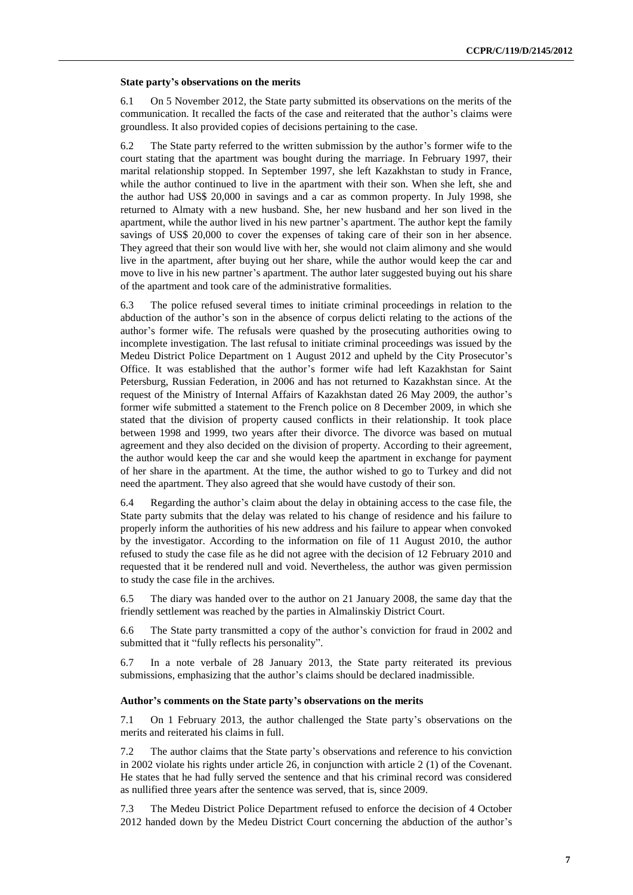### State party's observations on the merits

6.1 On 5 November 2012, the State party submitted its observations on the merits of the communication. It recalled the facts of the case and reiterated that the author's claims were groundless. It also provided copies of decisions pertaining to the case.

6.2 The State party referred to the written submission by the author's former wife to the court stating that the apartment was bought during the marriage. In February 1997, their marital relationship stopped. In September 1997, she left Kazakhstan to study in France, while the author continued to live in the apartment with their son. When she left, she and the author had US$ 20,000 in savings and a car as common property. In July 1998, she returned to Almaty with a new husband. She, her new husband and her son lived in the apartment, while the author lived in his new partner's apartment. The author kept the family savings of US$ 20,000 to cover the expenses of taking care of their son in her absence. They agreed that their son would live with her, she would not claim alimony and she would live in the apartment, after buying out her share, while the author would keep the car and move to live in his new partner's apartment. The author later suggested buying out his share of the apartment and took care of the administrative formalities.

6.3 The police refused several times to initiate criminal proceedings in relation to the abduction of the author's son in the absence of corpus delicti relating to the actions of the author's former wife. The refusals were quashed by the prosecuting authorities owing to incomplete investigation. The last refusal to initiate criminal proceedings was issued by the Medeu District Police Department on 1 August 2012 and upheld by the City Prosecutor's Office. It was established that the author's former wife had left Kazakhstan for Saint Petersburg, Russian Federation, in 2006 and has not returned to Kazakhstan since. At the request of the Ministry of Internal Affairs of Kazakhstan dated 26 May 2009, the author's former wife submitted a statement to the French police on 8 December 2009, in which she stated that the division of property caused conflicts in their relationship. It took place between 1998 and 1999, two years after their divorce. The divorce was based on mutual agreement and they also decided on the division of property. According to their agreement, the author would keep the car and she would keep the apartment in exchange for payment of her share in the apartment. At the time, the author wished to go to Turkey and did not need the apartment. They also agreed that she would have custody of their son.

6.4 Regarding the author's claim about the delay in obtaining access to the case file, the State party submits that the delay was related to his change of residence and his failure to properly inform the authorities of his new address and his failure to appear when convoked by the investigator. According to the information on file of 11 August 2010, the author refused to study the case file as he did not agree with the decision of 12 February 2010 and requested that it be rendered null and void. Nevertheless, the author was given permission to study the case file in the archives.

6.5 The diary was handed over to the author on 21 January 2008, the same day that the friendly settlement was reached by the parties in Almalinskiy District Court.

6.6 The State party transmitted a copy of the author's conviction for fraud in 2002 and submitted that it "fully reflects his personality".

6.7 In a note verbale of 28 January 2013, the State party reiterated its previous submissions, emphasizing that the author's claims should be declared inadmissible.

### Author's comments on the State party's observations on the merits

7.1 On 1 February 2013, the author challenged the State party's observations on the merits and reiterated his claims in full.

7.2 The author claims that the State party's observations and reference to his conviction in 2002 violate his rights under article 26, in conjunction with article 2 (1) of the Covenant. He states that he had fully served the sentence and that his criminal record was considered as nullified three years after the sentence was served, that is, since 2009.

7.3 The Medeu District Police Department refused to enforce the decision of 4 October 2012 handed down by the Medeu District Court concerning the abduction of the author's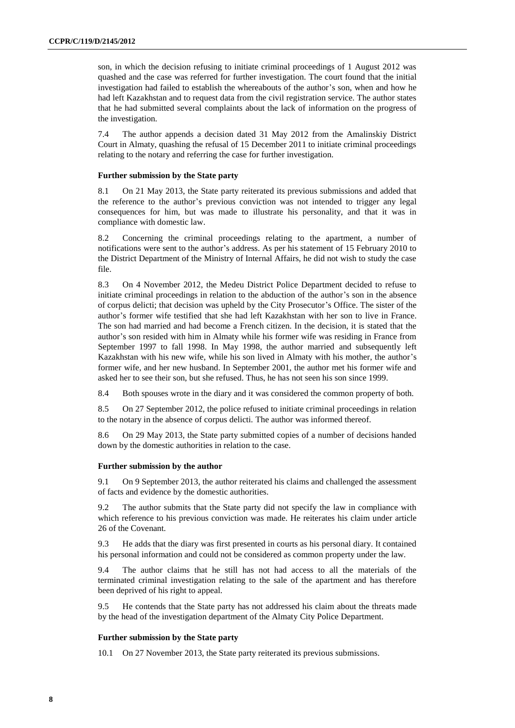son, in which the decision refusing to initiate criminal proceedings of 1 August 2012 was quashed and the case was referred for further investigation. The court found that the initial investigation had failed to establish the whereabouts of the author's son, when and how he had left Kazakhstan and to request data from the civil registration service. The author states that he had submitted several complaints about the lack of information on the progress of the investigation.

7.4 The author appends a decision dated 31 May 2012 from the Amalinskiy District Court in Almaty, quashing the refusal of 15 December 2011 to initiate criminal proceedings relating to the notary and referring the case for further investigation.

### Further submission by the State party

8.1 On 21 May 2013, the State party reiterated its previous submissions and added that the reference to the author's previous conviction was not intended to trigger any legal consequences for him, but was made to illustrate his personality, and that it was in compliance with domestic law.

8.2 Concerning the criminal proceedings relating to the apartment, a number of notifications were sent to the author's address. As per his statement of 15 February 2010 to the District Department of the Ministry of Internal Affairs, he did not wish to study the case file.

8.3 On 4 November 2012, the Medeu District Police Department decided to refuse to initiate criminal proceedings in relation to the abduction of the author's son in the absence of corpus delicti; that decision was upheld by the City Prosecutor's Office. The sister of the author's former wife testified that she had left Kazakhstan with her son to live in France. The son had married and had become a French citizen. In the decision, it is stated that the author's son resided with him in Almaty while his former wife was residing in France from September 1997 to fall 1998. In May 1998, the author married and subsequently left Kazakhstan with his new wife, while his son lived in Almaty with his mother, the author's former wife, and her new husband. In September 2001, the author met his former wife and asked her to see their son, but she refused. Thus, he has not seen his son since 1999.

8.4 Both spouses wrote in the diary and it was considered the common property of both.

8.5 On 27 September 2012, the police refused to initiate criminal proceedings in relation to the notary in the absence of corpus delicti. The author was informed thereof.

8.6 On 29 May 2013, the State party submitted copies of a number of decisions handed down by the domestic authorities in relation to the case.

### Further submission by the author

9.1 On 9 September 2013, the author reiterated his claims and challenged the assessment of facts and evidence by the domestic authorities.

9.2 The author submits that the State party did not specify the law in compliance with which reference to his previous conviction was made. He reiterates his claim under article 26 of the Covenant.

9.3 He adds that the diary was first presented in courts as his personal diary. It contained his personal information and could not be considered as common property under the law.

9.4 The author claims that he still has not had access to all the materials of the terminated criminal investigation relating to the sale of the apartment and has therefore been deprived of his right to appeal.

9.5 He contends that the State party has not addressed his claim about the threats made by the head of the investigation department of the Almaty City Police Department.

### Further submission by the State party

10.1 On 27 November 2013, the State party reiterated its previous submissions.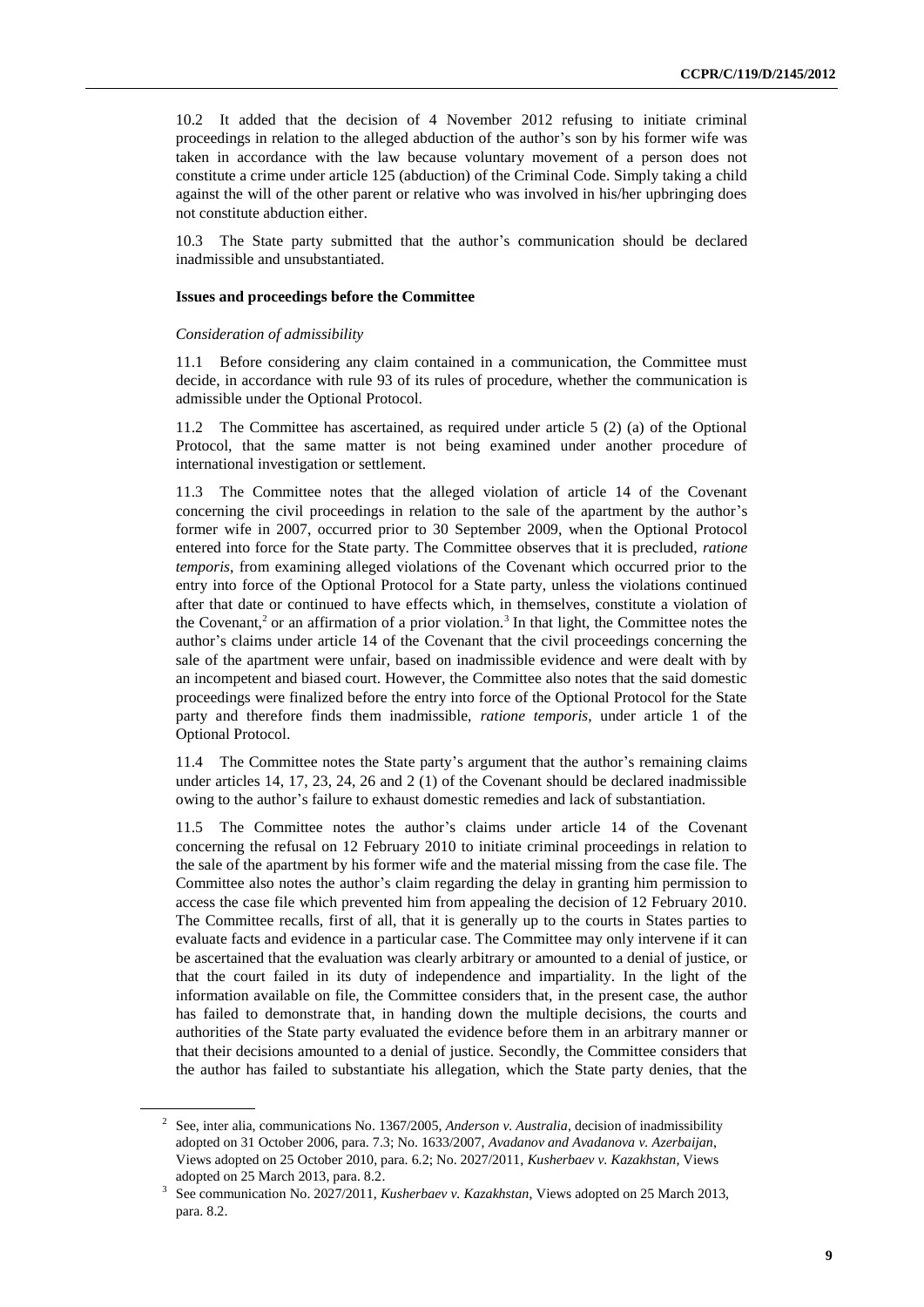10.2 It added that the decision of 4 November 2012 refusing to initiate criminal proceedings in relation to the alleged abduction of the author's son by his former wife was taken in accordance with the law because voluntary movement of a person does not constitute a crime under article 125 (abduction) of the Criminal Code. Simply taking a child against the will of the other parent or relative who was involved in his/her upbringing does not constitute abduction either.

10.3 The State party submitted that the author's communication should be declared inadmissible and unsubstantiated.

### Issues and proceedings before the Committee

#### *Consideration of admissibility*

11.1 Before considering any claim contained in a communication, the Committee must decide, in accordance with rule 93 of its rules of procedure, whether the communication is admissible under the Optional Protocol.

11.2 The Committee has ascertained, as required under article 5 (2) (a) of the Optional Protocol, that the same matter is not being examined under another procedure of international investigation or settlement.

11.3 The Committee notes that the alleged violation of article 14 of the Covenant concerning the civil proceedings in relation to the sale of the apartment by the author's former wife in 2007, occurred prior to 30 September 2009, when the Optional Protocol entered into force for the State party. The Committee observes that it is precluded, *ratione temporis*, from examining alleged violations of the Covenant which occurred prior to the entry into force of the Optional Protocol for a State party, unless the violations continued after that date or continued to have effects which, in themselves, constitute a violation of the Covenant,[2] or an affirmation of a prior violation.[3] In that light, the Committee notes the author's claims under article 14 of the Covenant that the civil proceedings concerning the sale of the apartment were unfair, based on inadmissible evidence and were dealt with by an incompetent and biased court. However, the Committee also notes that the said domestic proceedings were finalized before the entry into force of the Optional Protocol for the State party and therefore finds them inadmissible, *ratione temporis*, under article 1 of the Optional Protocol.

11.4 The Committee notes the State party's argument that the author's remaining claims under articles 14, 17, 23, 24, 26 and 2 (1) of the Covenant should be declared inadmissible owing to the author's failure to exhaust domestic remedies and lack of substantiation.

11.5 The Committee notes the author's claims under article 14 of the Covenant concerning the refusal on 12 February 2010 to initiate criminal proceedings in relation to the sale of the apartment by his former wife and the material missing from the case file. The Committee also notes the author's claim regarding the delay in granting him permission to access the case file which prevented him from appealing the decision of 12 February 2010. The Committee recalls, first of all, that it is generally up to the courts in States parties to evaluate facts and evidence in a particular case. The Committee may only intervene if it can be ascertained that the evaluation was clearly arbitrary or amounted to a denial of justice, or that the court failed in its duty of independence and impartiality. In the light of the information available on file, the Committee considers that, in the present case, the author has failed to demonstrate that, in handing down the multiple decisions, the courts and authorities of the State party evaluated the evidence before them in an arbitrary manner or that their decisions amounted to a denial of justice. Secondly, the Committee considers that the author has failed to substantiate his allegation, which the State party denies, that the

---

[2] See, inter alia, communications No. 1367/2005, *Anderson v. Australia*, decision of inadmissibility adopted on 31 October 2006, para. 7.3; No. 1633/2007, *Avadanov and Avadanova v. Azerbaijan*, Views adopted on 25 October 2010, para. 6.2; No. 2027/2011, *Kusherbaev v. Kazakhstan*, Views adopted on 25 March 2013, para. 8.2.

[3] See communication No. 2027/2011, *Kusherbaev v. Kazakhstan*, Views adopted on 25 March 2013, para. 8.2.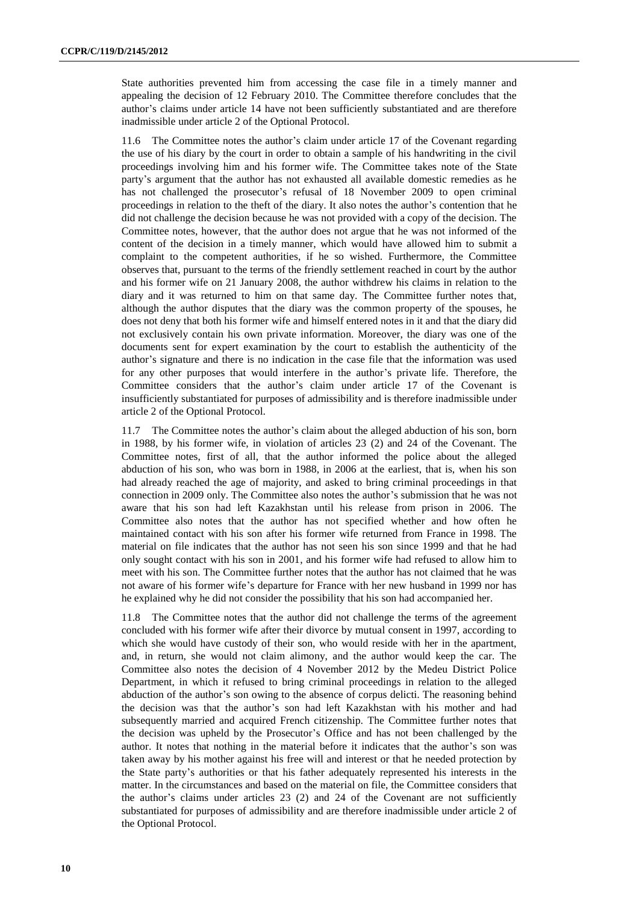State authorities prevented him from accessing the case file in a timely manner and appealing the decision of 12 February 2010. The Committee therefore concludes that the author's claims under article 14 have not been sufficiently substantiated and are therefore inadmissible under article 2 of the Optional Protocol.

11.6 The Committee notes the author's claim under article 17 of the Covenant regarding the use of his diary by the court in order to obtain a sample of his handwriting in the civil proceedings involving him and his former wife. The Committee takes note of the State party's argument that the author has not exhausted all available domestic remedies as he has not challenged the prosecutor's refusal of 18 November 2009 to open criminal proceedings in relation to the theft of the diary. It also notes the author's contention that he did not challenge the decision because he was not provided with a copy of the decision. The Committee notes, however, that the author does not argue that he was not informed of the content of the decision in a timely manner, which would have allowed him to submit a complaint to the competent authorities, if he so wished. Furthermore, the Committee observes that, pursuant to the terms of the friendly settlement reached in court by the author and his former wife on 21 January 2008, the author withdrew his claims in relation to the diary and it was returned to him on that same day. The Committee further notes that, although the author disputes that the diary was the common property of the spouses, he does not deny that both his former wife and himself entered notes in it and that the diary did not exclusively contain his own private information. Moreover, the diary was one of the documents sent for expert examination by the court to establish the authenticity of the author's signature and there is no indication in the case file that the information was used for any other purposes that would interfere in the author's private life. Therefore, the Committee considers that the author's claim under article 17 of the Covenant is insufficiently substantiated for purposes of admissibility and is therefore inadmissible under article 2 of the Optional Protocol.

11.7 The Committee notes the author's claim about the alleged abduction of his son, born in 1988, by his former wife, in violation of articles 23 (2) and 24 of the Covenant. The Committee notes, first of all, that the author informed the police about the alleged abduction of his son, who was born in 1988, in 2006 at the earliest, that is, when his son had already reached the age of majority, and asked to bring criminal proceedings in that connection in 2009 only. The Committee also notes the author's submission that he was not aware that his son had left Kazakhstan until his release from prison in 2006. The Committee also notes that the author has not specified whether and how often he maintained contact with his son after his former wife returned from France in 1998. The material on file indicates that the author has not seen his son since 1999 and that he had only sought contact with his son in 2001, and his former wife had refused to allow him to meet with his son. The Committee further notes that the author has not claimed that he was not aware of his former wife's departure for France with her new husband in 1999 nor has he explained why he did not consider the possibility that his son had accompanied her.

11.8 The Committee notes that the author did not challenge the terms of the agreement concluded with his former wife after their divorce by mutual consent in 1997, according to which she would have custody of their son, who would reside with her in the apartment, and, in return, she would not claim alimony, and the author would keep the car. The Committee also notes the decision of 4 November 2012 by the Medeu District Police Department, in which it refused to bring criminal proceedings in relation to the alleged abduction of the author's son owing to the absence of corpus delicti. The reasoning behind the decision was that the author's son had left Kazakhstan with his mother and had subsequently married and acquired French citizenship. The Committee further notes that the decision was upheld by the Prosecutor's Office and has not been challenged by the author. It notes that nothing in the material before it indicates that the author's son was taken away by his mother against his free will and interest or that he needed protection by the State party's authorities or that his father adequately represented his interests in the matter. In the circumstances and based on the material on file, the Committee considers that the author's claims under articles 23 (2) and 24 of the Covenant are not sufficiently substantiated for purposes of admissibility and are therefore inadmissible under article 2 of the Optional Protocol.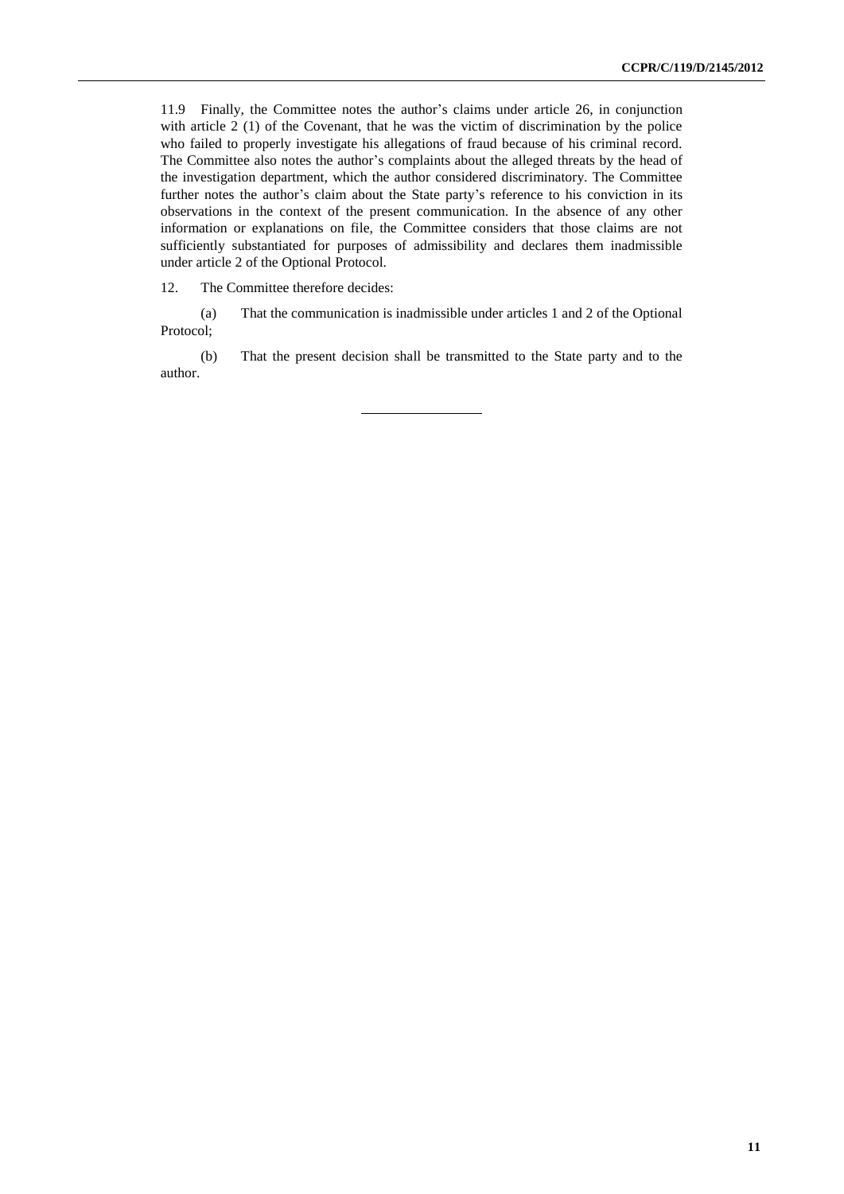11.9 Finally, the Committee notes the author's claims under article 26, in conjunction with article 2 (1) of the Covenant, that he was the victim of discrimination by the police who failed to properly investigate his allegations of fraud because of his criminal record. The Committee also notes the author's complaints about the alleged threats by the head of the investigation department, which the author considered discriminatory. The Committee further notes the author's claim about the State party's reference to his conviction in its observations in the context of the present communication. In the absence of any other information or explanations on file, the Committee considers that those claims are not sufficiently substantiated for purposes of admissibility and declares them inadmissible under article 2 of the Optional Protocol.

12. The Committee therefore decides:

(a) That the communication is inadmissible under articles 1 and 2 of the Optional Protocol;

(b) That the present decision shall be transmitted to the State party and to the author.